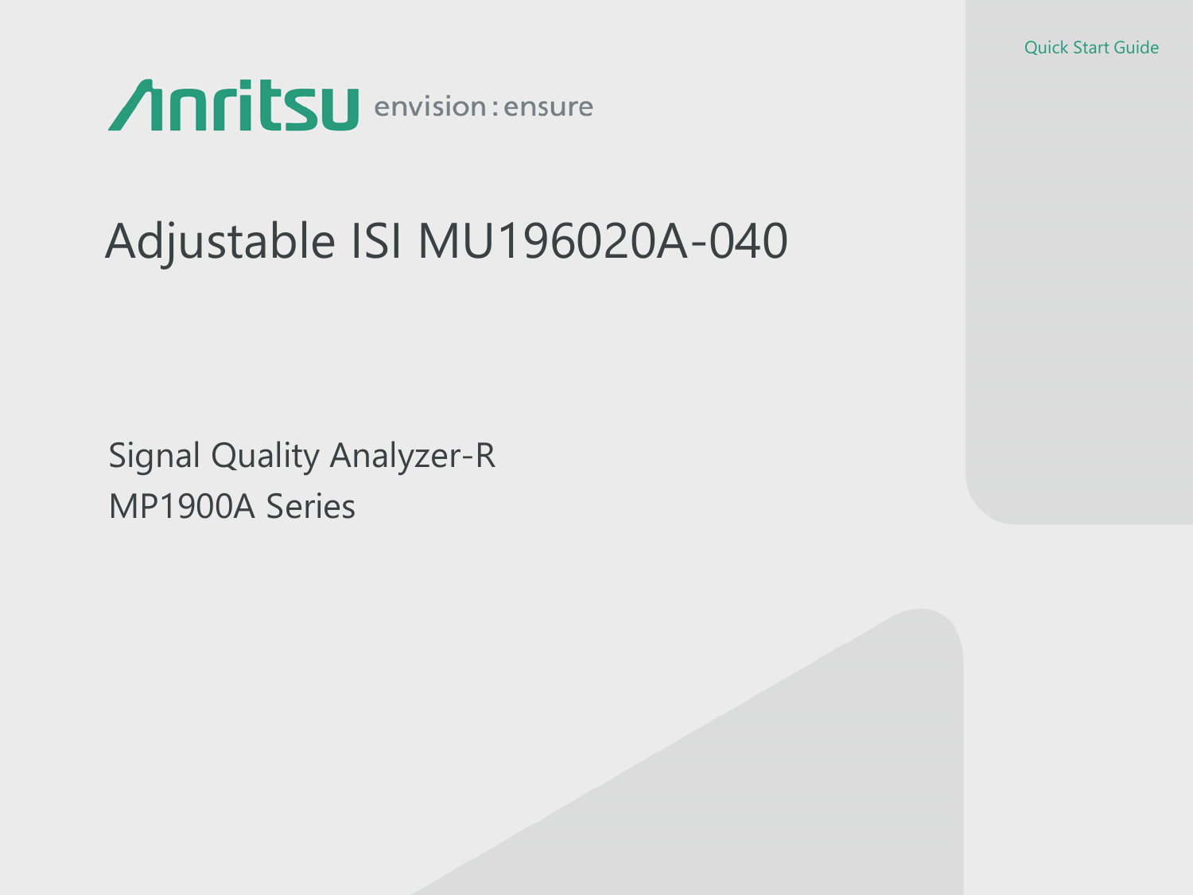Quick Start Guide

Anritsu envision : ensure

# Adjustable ISI MU196020A-040

Signal Quality Analyzer-R

MP1900A Series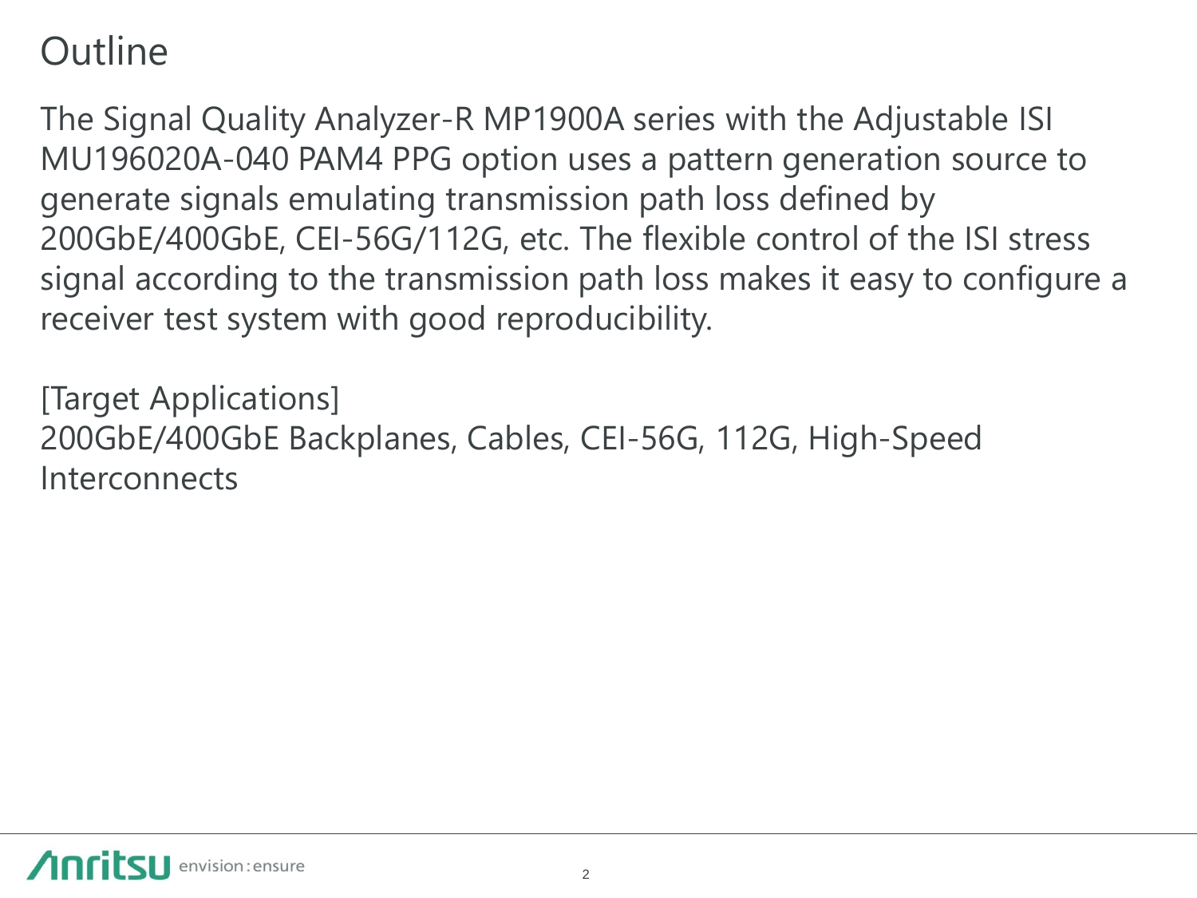# Outline

The Signal Quality Analyzer-R MP1900A series with the Adjustable ISI MU196020A-040 PAM4 PPG option uses a pattern generation source to generate signals emulating transmission path loss defined by 200GbE/400GbE, CEI-56G/112G, etc. The flexible control of the ISI stress signal according to the transmission path loss makes it easy to configure a receiver test system with good reproducibility.

[Target Applications]
200GbE/400GbE Backplanes, Cables, CEI-56G, 112G, High-Speed Interconnects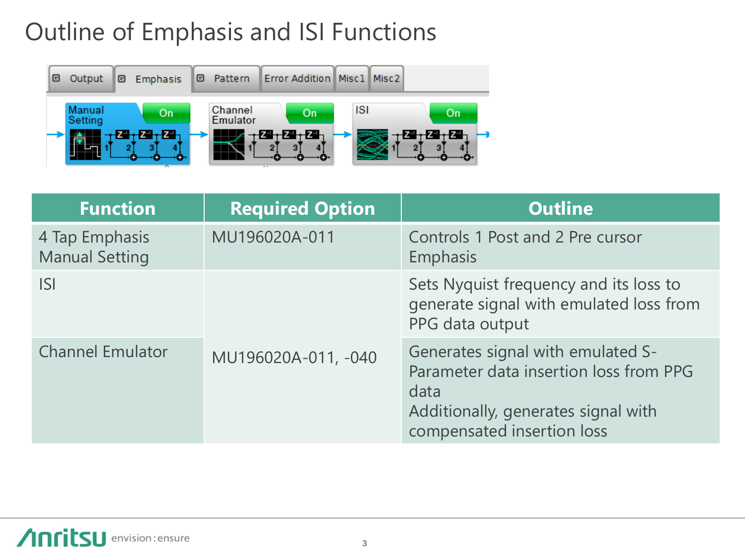# Outline of Emphasis and ISI Functions

| Function | Required Option | Outline |
| --- | --- | --- |
| 4 Tap Emphasis Manual Setting | MU196020A-011 | Controls 1 Post and 2 Pre cursor Emphasis |
| ISI | MU196020A-011, -040 | Sets Nyquist frequency and its loss to generate signal with emulated loss from PPG data output |
| Channel Emulator | MU196020A-011, -040 | Generates signal with emulated S-Parameter data insertion loss from PPG data<br>Additionally, generates signal with compensated insertion loss |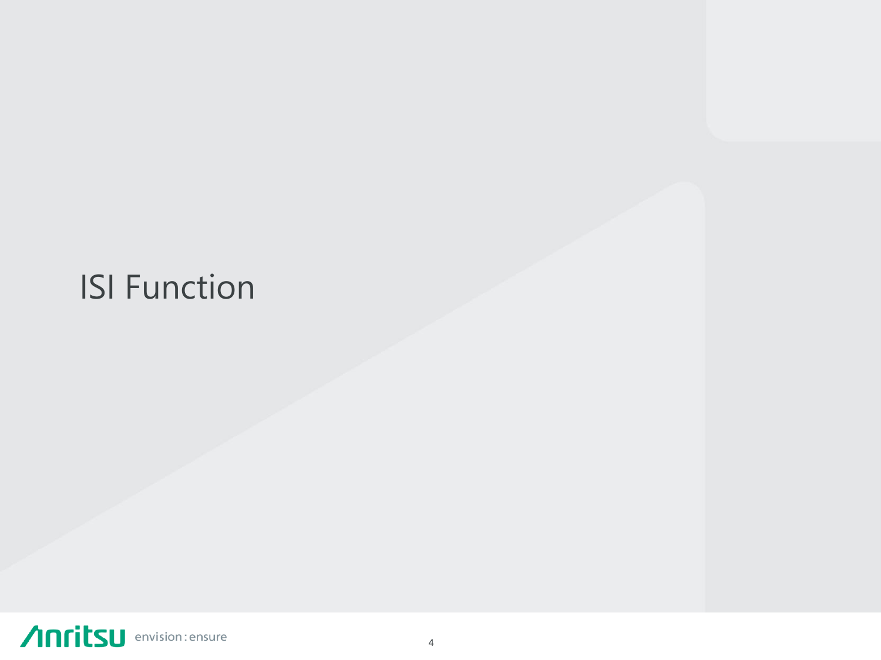# ISI Function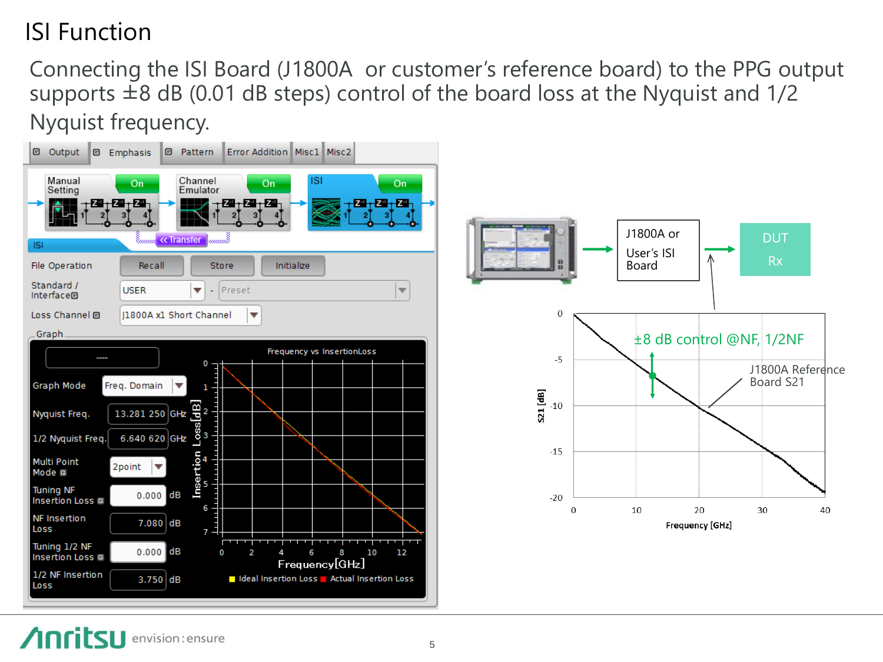# ISI Function

Connecting the ISI Board (J1800A or customer's reference board) to the PPG output supports ±8 dB (0.01 dB steps) control of the board loss at the Nyquist and 1/2 Nyquist frequency.

Output | Emphasis | Pattern | Error Addition | Misc1 | Misc2

Manual Setting — On | Channel Emulator — On | ISI — On

<< Transfer

ISI

File Operation: Recall | Store | Initialize

Standard / Interface: USER - Preset

Loss Channel: J1800A x1 Short Channel

Graph

| Parameter | Value |
|---|---|
| Graph Mode | Freq. Domain |
| Nyquist Freq. | 13.281 250 GHz |
| 1/2 Nyquist Freq. | 6.640 620 GHz |
| Multi Point Mode | 2point |
| Tuning NF Insertion Loss | 0.000 dB |
| NF Insertion Loss | 7.080 dB |
| Tuning 1/2 NF Insertion Loss | 0.000 dB |
| 1/2 NF Insertion Loss | 3.750 dB |

Frequency vs InsertionLoss

Insertion Loss[dB] / Frequency[GHz]

Ideal Insertion Loss / Actual Insertion Loss

J1800A or User's ISI Board → DUT Rx

±8 dB control @NF, 1/2NF

J1800A Reference Board S21

S21 [dB] / Frequency [GHz]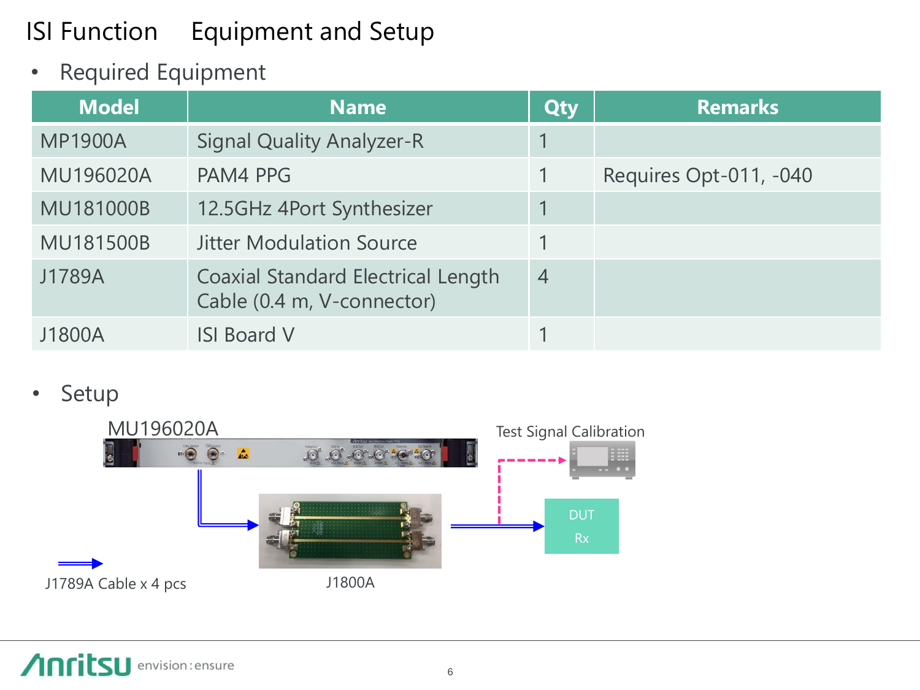# ISI Function　Equipment and Setup

- Required Equipment

| Model | Name | Qty | Remarks |
|---|---|---|---|
| MP1900A | Signal Quality Analyzer-R | 1 | |
| MU196020A | PAM4 PPG | 1 | Requires Opt-011, -040 |
| MU181000B | 12.5GHz 4Port Synthesizer | 1 | |
| MU181500B | Jitter Modulation Source | 1 | |
| J1789A | Coaxial Standard Electrical Length Cable (0.4 m, V-connector) | 4 | |
| J1800A | ISI Board V | 1 | |

- Setup

MU196020A

Test Signal Calibration

DUT Rx

J1789A Cable x 4 pcs

J1800A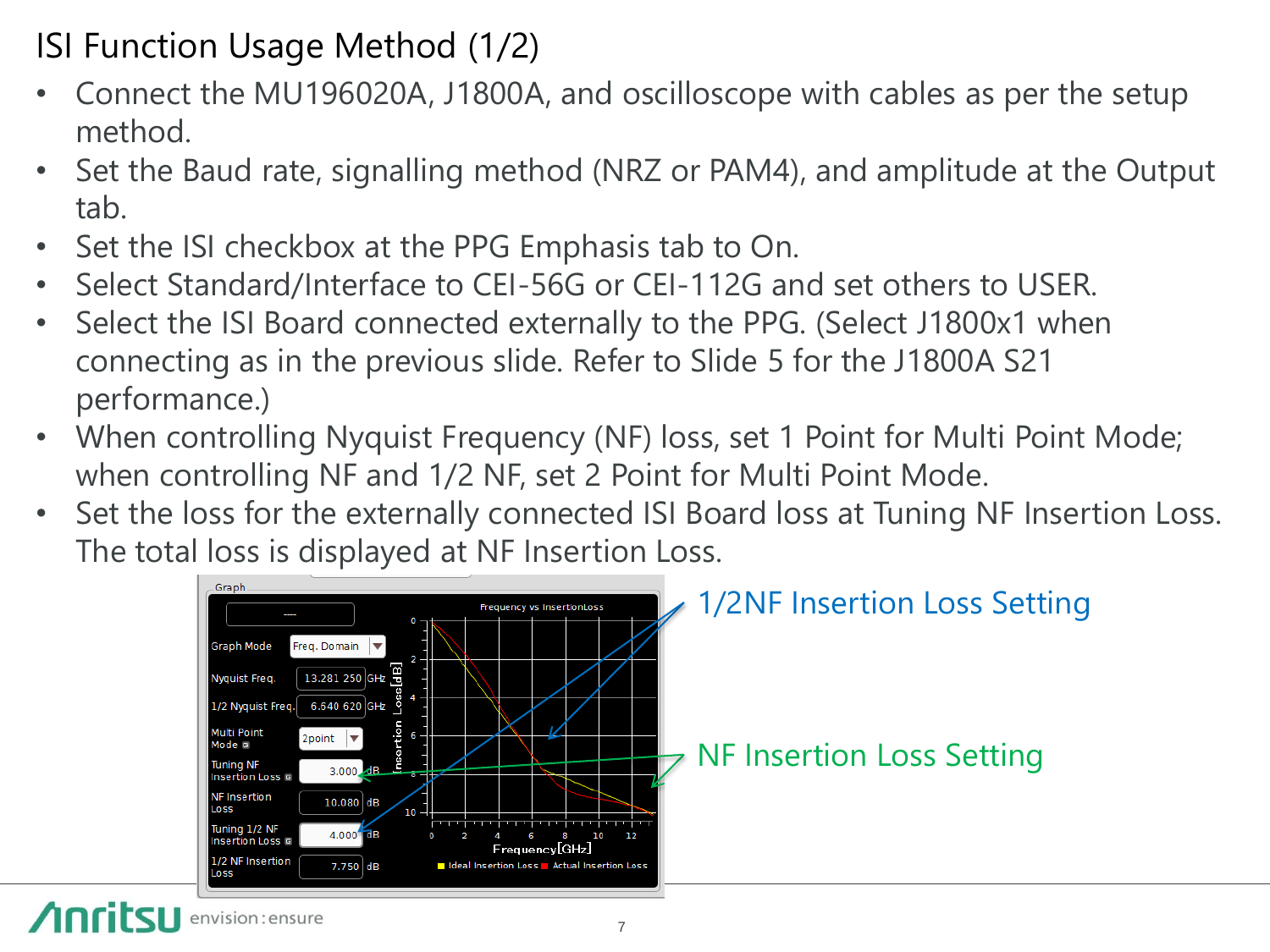# ISI Function Usage Method (1/2)

- Connect the MU196020A, J1800A, and oscilloscope with cables as per the setup method.
- Set the Baud rate, signalling method (NRZ or PAM4), and amplitude at the Output tab.
- Set the ISI checkbox at the PPG Emphasis tab to On.
- Select Standard/Interface to CEI-56G or CEI-112G and set others to USER.
- Select the ISI Board connected externally to the PPG. (Select J1800x1 when connecting as in the previous slide. Refer to Slide 5 for the J1800A S21 performance.)
- When controlling Nyquist Frequency (NF) loss, set 1 Point for Multi Point Mode; when controlling NF and 1/2 NF, set 2 Point for Multi Point Mode.
- Set the loss for the externally connected ISI Board loss at Tuning NF Insertion Loss. The total loss is displayed at NF Insertion Loss.

1/2NF Insertion Loss Setting

NF Insertion Loss Setting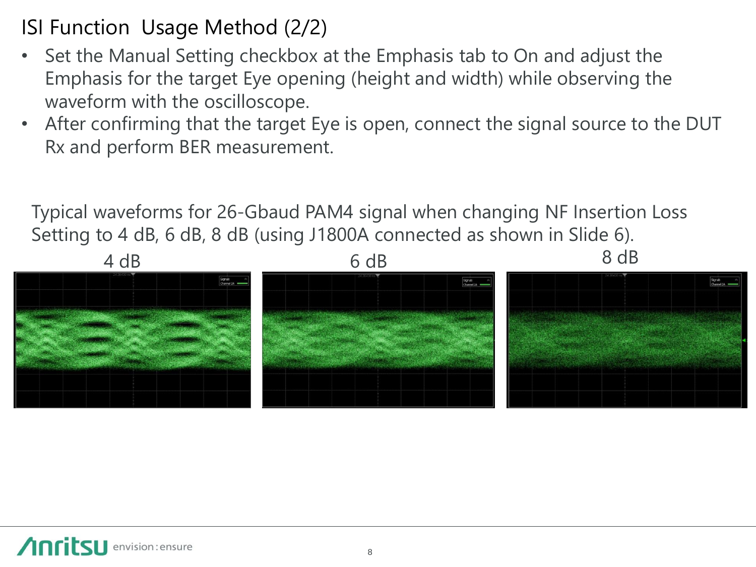# ISI Function Usage Method (2/2)

- Set the Manual Setting checkbox at the Emphasis tab to On and adjust the Emphasis for the target Eye opening (height and width) while observing the waveform with the oscilloscope.
- After confirming that the target Eye is open, connect the signal source to the DUT Rx and perform BER measurement.

Typical waveforms for 26-Gbaud PAM4 signal when changing NF Insertion Loss Setting to 4 dB, 6 dB, 8 dB (using J1800A connected as shown in Slide 6).

4 dB

6 dB

8 dB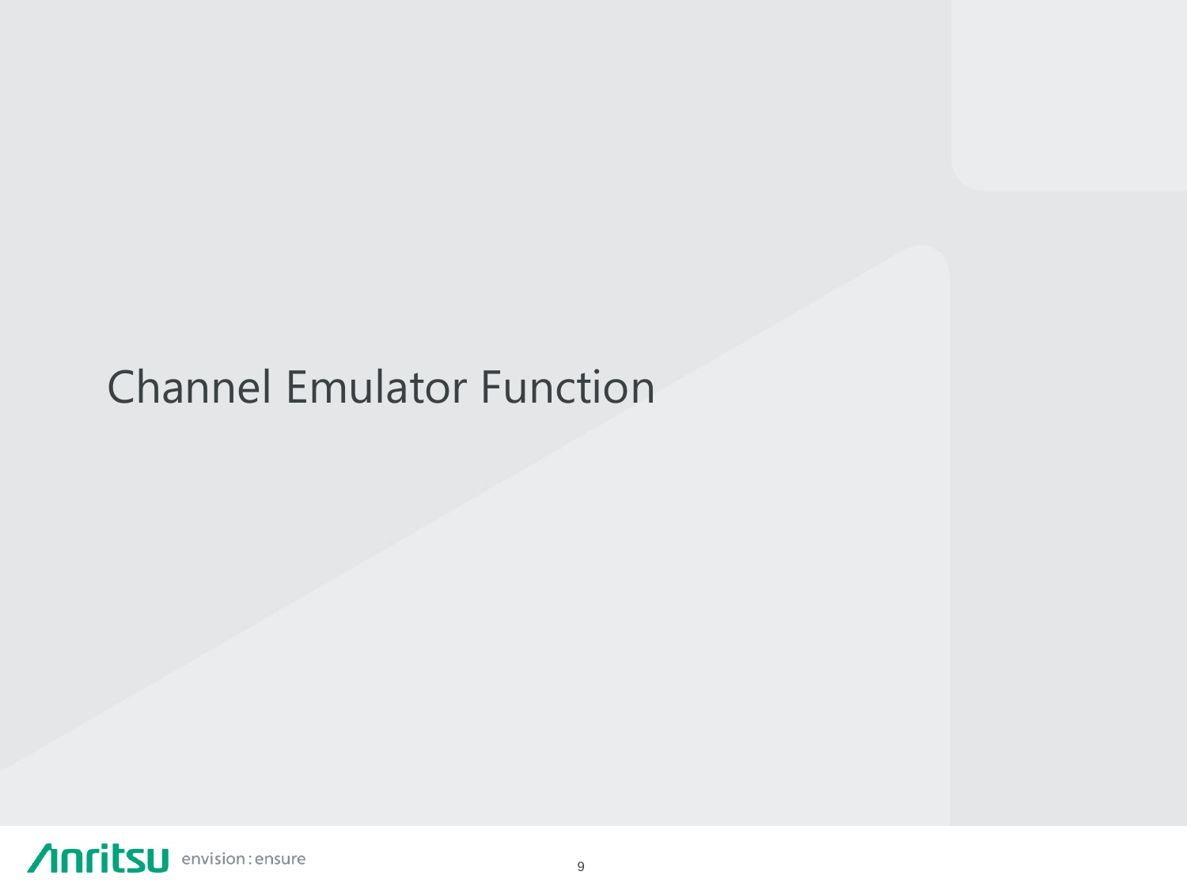# Channel Emulator Function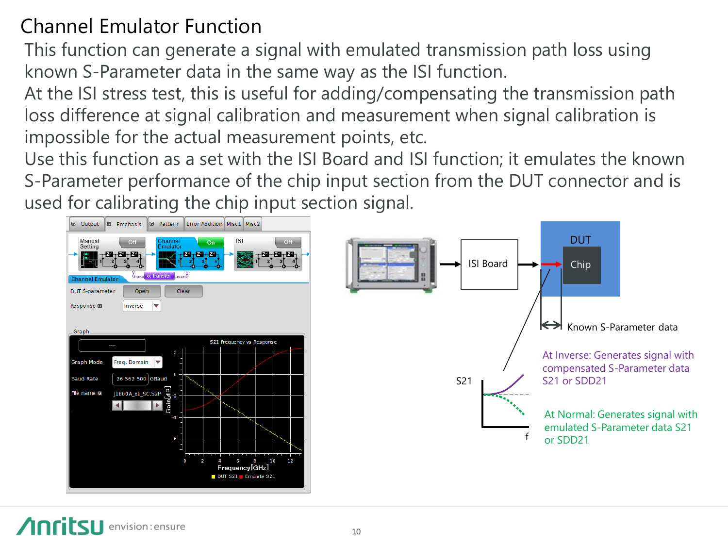# Channel Emulator Function

This function can generate a signal with emulated transmission path loss using known S-Parameter data in the same way as the ISI function.

At the ISI stress test, this is useful for adding/compensating the transmission path loss difference at signal calibration and measurement when signal calibration is impossible for the actual measurement points, etc.

Use this function as a set with the ISI Board and ISI function; it emulates the known S-Parameter performance of the chip input section from the DUT connector and is used for calibrating the chip input section signal.

ISI Board → DUT (Chip)

Known S-Parameter data

S21

f

At Inverse: Generates signal with compensated S-Parameter data S21 or SDD21

At Normal: Generates signal with emulated S-Parameter data S21 or SDD21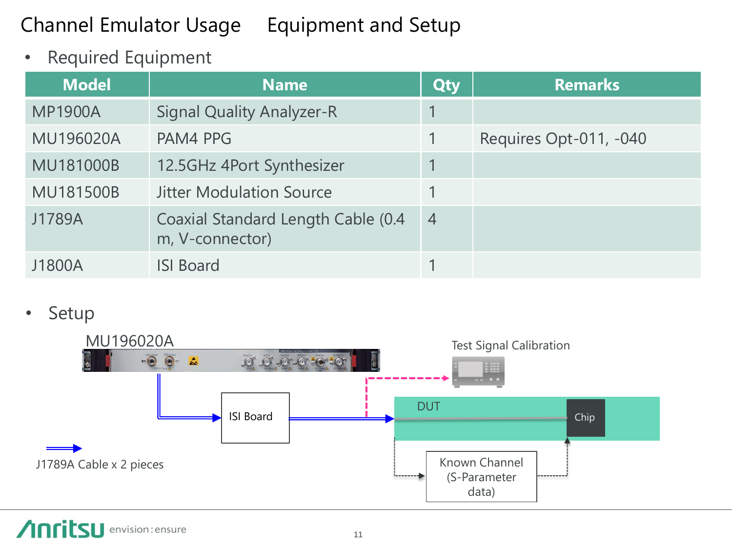# Channel Emulator Usage　Equipment and Setup

- Required Equipment

| Model | Name | Qty | Remarks |
|---|---|---|---|
| MP1900A | Signal Quality Analyzer-R | 1 | |
| MU196020A | PAM4 PPG | 1 | Requires Opt-011, -040 |
| MU181000B | 12.5GHz 4Port Synthesizer | 1 | |
| MU181500B | Jitter Modulation Source | 1 | |
| J1789A | Coaxial Standard Length Cable (0.4 m, V-connector) | 4 | |
| J1800A | ISI Board | 1 | |

- Setup

MU196020A

Test Signal Calibration

ISI Board

DUT

Chip

Known Channel (S-Parameter data)

J1789A Cable x 2 pieces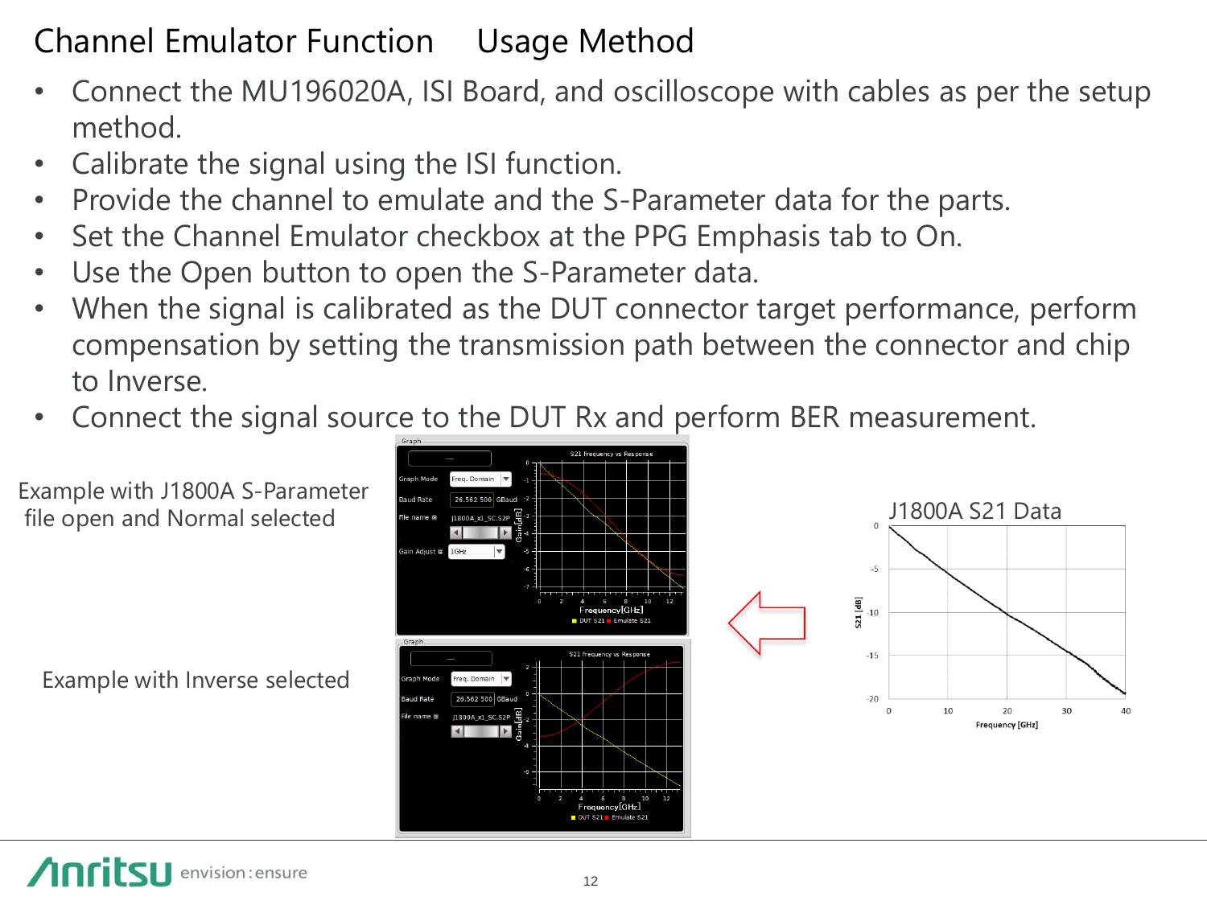# Channel Emulator Function Usage Method

- Connect the MU196020A, ISI Board, and oscilloscope with cables as per the setup method.
- Calibrate the signal using the ISI function.
- Provide the channel to emulate and the S-Parameter data for the parts.
- Set the Channel Emulator checkbox at the PPG Emphasis tab to On.
- Use the Open button to open the S-Parameter data.
- When the signal is calibrated as the DUT connector target performance, perform compensation by setting the transmission path between the connector and chip to Inverse.
- Connect the signal source to the DUT Rx and perform BER measurement.

Example with J1800A S-Parameter file open and Normal selected

Example with Inverse selected

J1800A S21 Data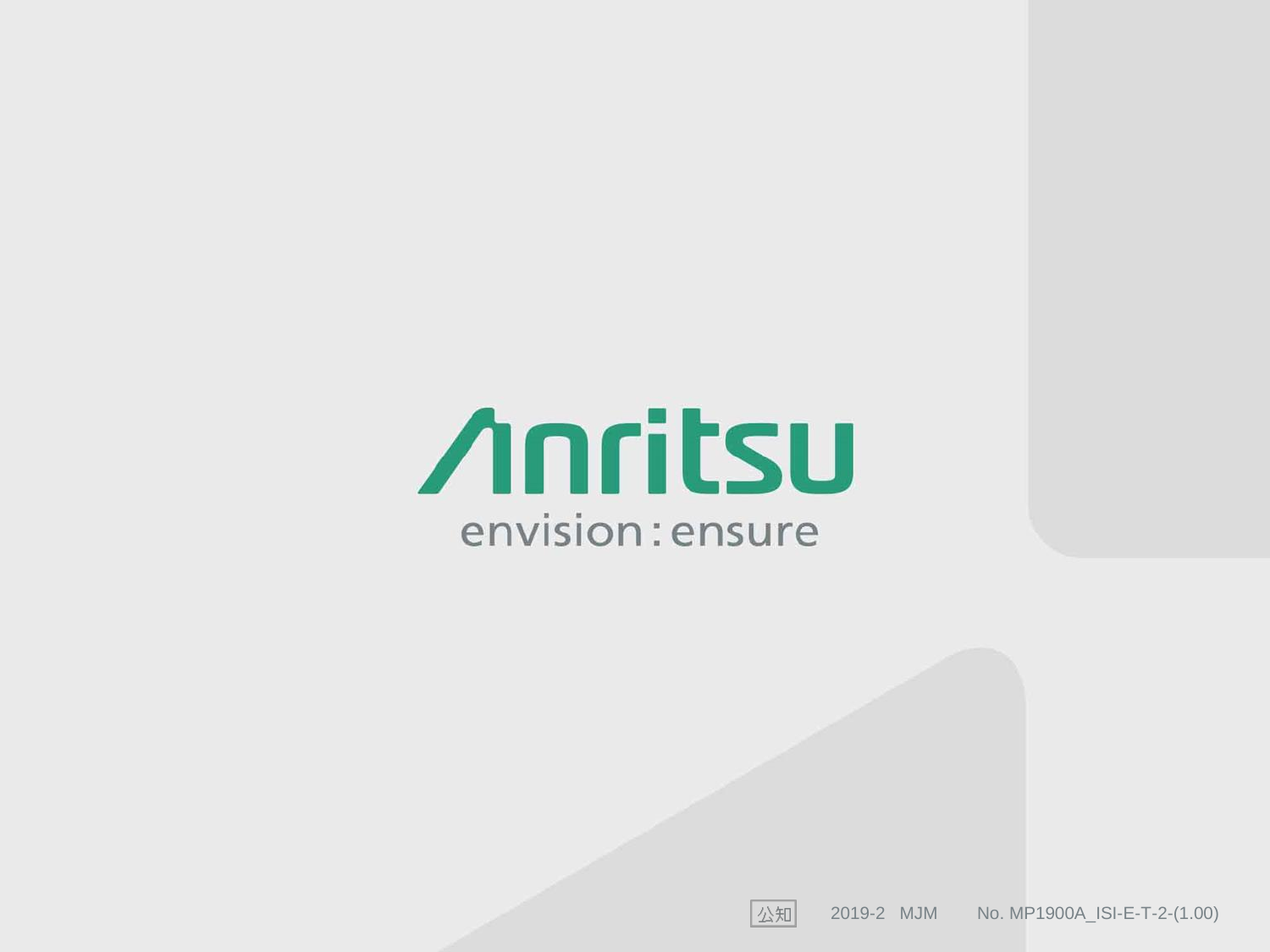Anritsu

envision : ensure

公知 2019-2 MJM No. MP1900A_ISI-E-T-2-(1.00)